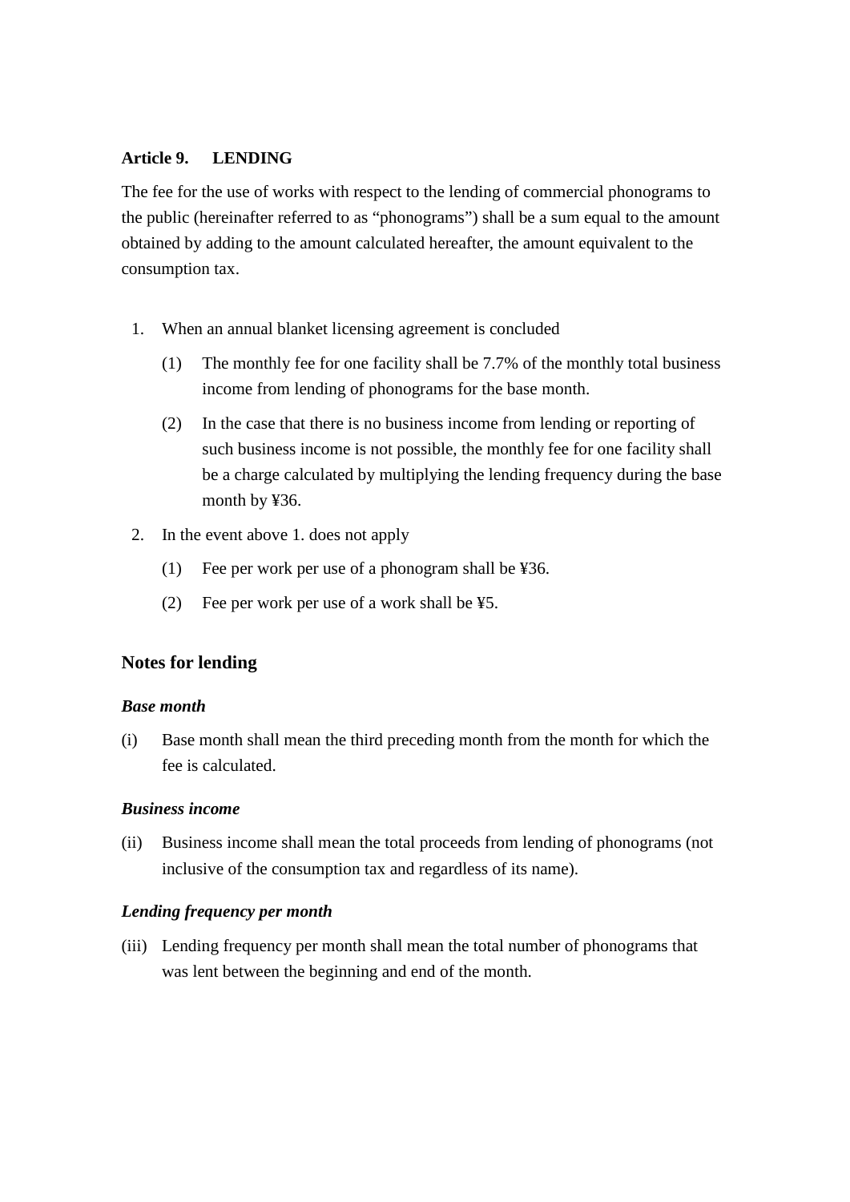### Article 9. LENDING

The fee for the use of works with respect to the lending of commercial phonograms to the public (hereinafter referred to as “phonograms”) shall be a sum equal to the amount obtained by adding to the amount calculated hereafter, the amount equivalent to the consumption tax.

1. When an annual blanket licensing agreement is concluded
   - (1) The monthly fee for one facility shall be 7.7% of the monthly total business income from lending of phonograms for the base month.
   - (2) In the case that there is no business income from lending or reporting of such business income is not possible, the monthly fee for one facility shall be a charge calculated by multiplying the lending frequency during the base month by ¥36.
2. In the event above 1. does not apply
   - (1) Fee per work per use of a phonogram shall be ¥36.
   - (2) Fee per work per use of a work shall be ¥5.

### Notes for lending

***Base month***

(i) Base month shall mean the third preceding month from the month for which the fee is calculated.

***Business income***

(ii) Business income shall mean the total proceeds from lending of phonograms (not inclusive of the consumption tax and regardless of its name).

***Lending frequency per month***

(iii) Lending frequency per month shall mean the total number of phonograms that was lent between the beginning and end of the month.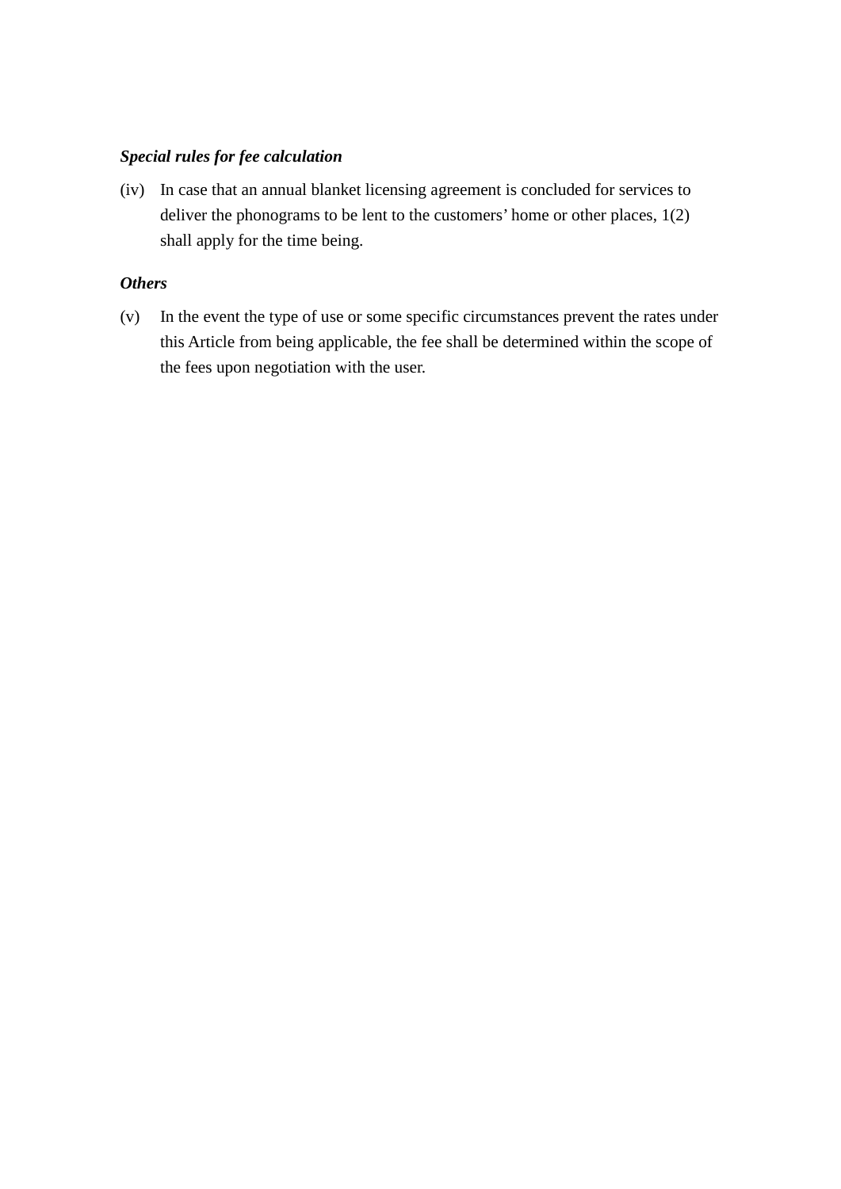***Special rules for fee calculation***

(iv) In case that an annual blanket licensing agreement is concluded for services to deliver the phonograms to be lent to the customers' home or other places, 1(2) shall apply for the time being.

***Others***

(v) In the event the type of use or some specific circumstances prevent the rates under this Article from being applicable, the fee shall be determined within the scope of the fees upon negotiation with the user.